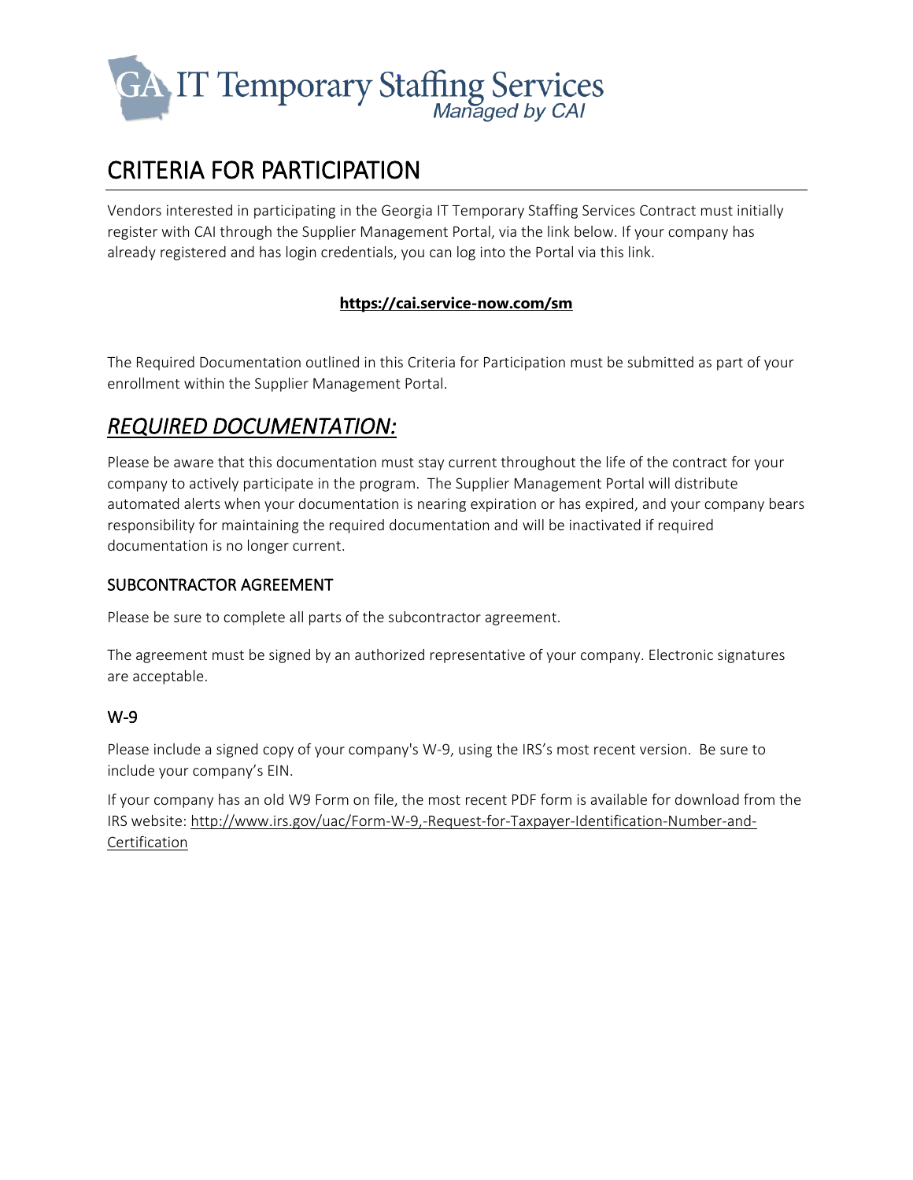# GA IT Temporary Staffing Services

*Managed by CAI*

## CRITERIA FOR PARTICIPATION

Vendors interested in participating in the Georgia IT Temporary Staffing Services Contract must initially register with CAI through the Supplier Management Portal, via the link below. If your company has already registered and has login credentials, you can log into the Portal via this link.

**https://cai.service-now.com/sm**

The Required Documentation outlined in this Criteria for Participation must be submitted as part of your enrollment within the Supplier Management Portal.

## *REQUIRED DOCUMENTATION:*

Please be aware that this documentation must stay current throughout the life of the contract for your company to actively participate in the program. The Supplier Management Portal will distribute automated alerts when your documentation is nearing expiration or has expired, and your company bears responsibility for maintaining the required documentation and will be inactivated if required documentation is no longer current.

### SUBCONTRACTOR AGREEMENT

Please be sure to complete all parts of the subcontractor agreement.

The agreement must be signed by an authorized representative of your company. Electronic signatures are acceptable.

### W-9

Please include a signed copy of your company's W-9, using the IRS's most recent version. Be sure to include your company's EIN.

If your company has an old W9 Form on file, the most recent PDF form is available for download from the IRS website: http://www.irs.gov/uac/Form-W-9,-Request-for-Taxpayer-Identification-Number-and-Certification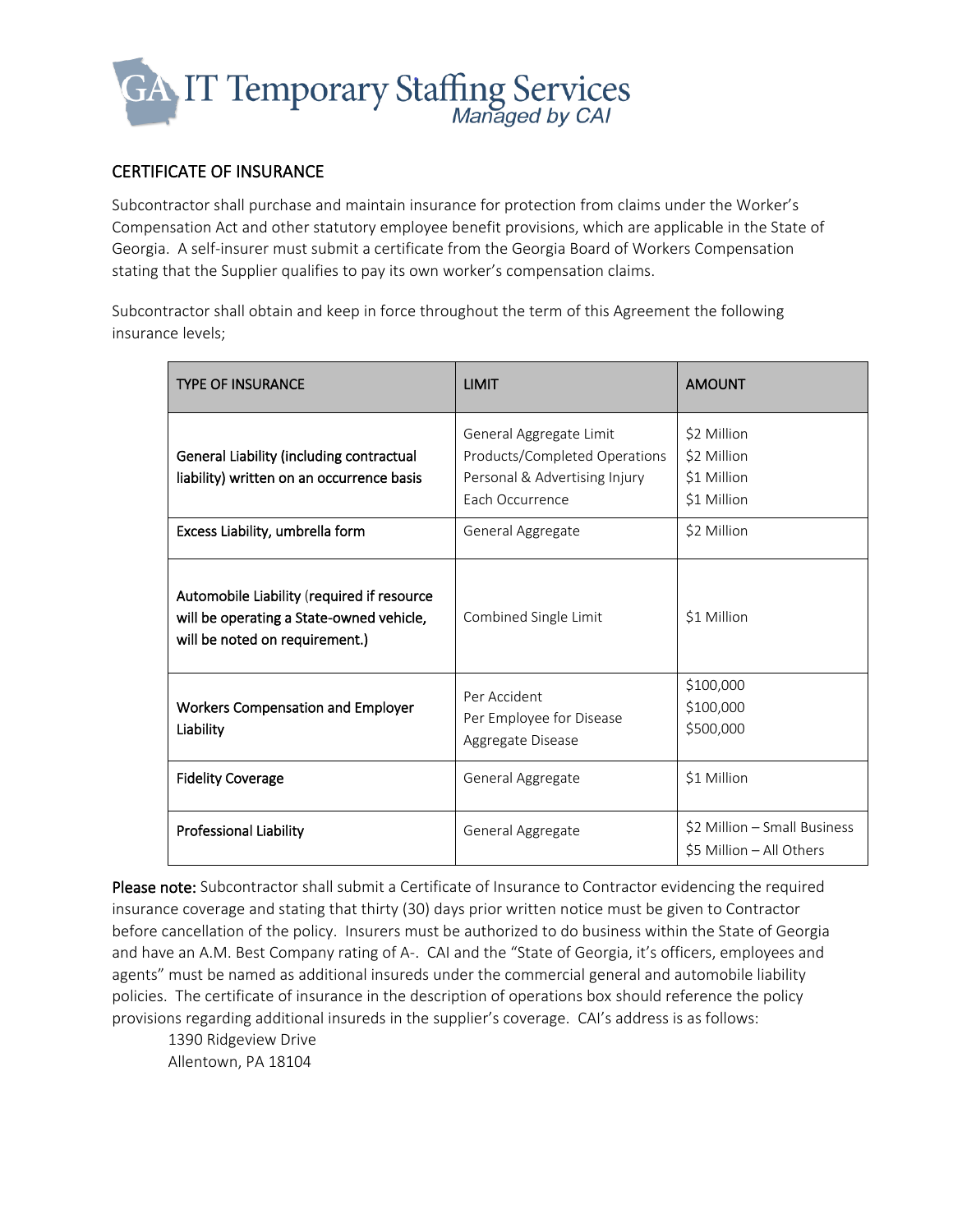GA IT Temporary Staffing Services
*Managed by CAI*

## CERTIFICATE OF INSURANCE

Subcontractor shall purchase and maintain insurance for protection from claims under the Worker's Compensation Act and other statutory employee benefit provisions, which are applicable in the State of Georgia. A self-insurer must submit a certificate from the Georgia Board of Workers Compensation stating that the Supplier qualifies to pay its own worker's compensation claims.

Subcontractor shall obtain and keep in force throughout the term of this Agreement the following insurance levels;

| TYPE OF INSURANCE | LIMIT | AMOUNT |
|---|---|---|
| General Liability (including contractual liability) written on an occurrence basis | General Aggregate Limit<br>Products/Completed Operations<br>Personal & Advertising Injury<br>Each Occurrence | $2 Million<br>$2 Million<br>$1 Million<br>$1 Million |
| Excess Liability, umbrella form | General Aggregate | $2 Million |
| Automobile Liability (required if resource will be operating a State-owned vehicle, will be noted on requirement.) | Combined Single Limit | $1 Million |
| Workers Compensation and Employer Liability | Per Accident<br>Per Employee for Disease<br>Aggregate Disease | $100,000<br>$100,000<br>$500,000 |
| Fidelity Coverage | General Aggregate | $1 Million |
| Professional Liability | General Aggregate | $2 Million – Small Business<br>$5 Million – All Others |

**Please note:** Subcontractor shall submit a Certificate of Insurance to Contractor evidencing the required insurance coverage and stating that thirty (30) days prior written notice must be given to Contractor before cancellation of the policy. Insurers must be authorized to do business within the State of Georgia and have an A.M. Best Company rating of A-. CAI and the "State of Georgia, it's officers, employees and agents" must be named as additional insureds under the commercial general and automobile liability policies. The certificate of insurance in the description of operations box should reference the policy provisions regarding additional insureds in the supplier's coverage. CAI's address is as follows:

1390 Ridgeview Drive
Allentown, PA 18104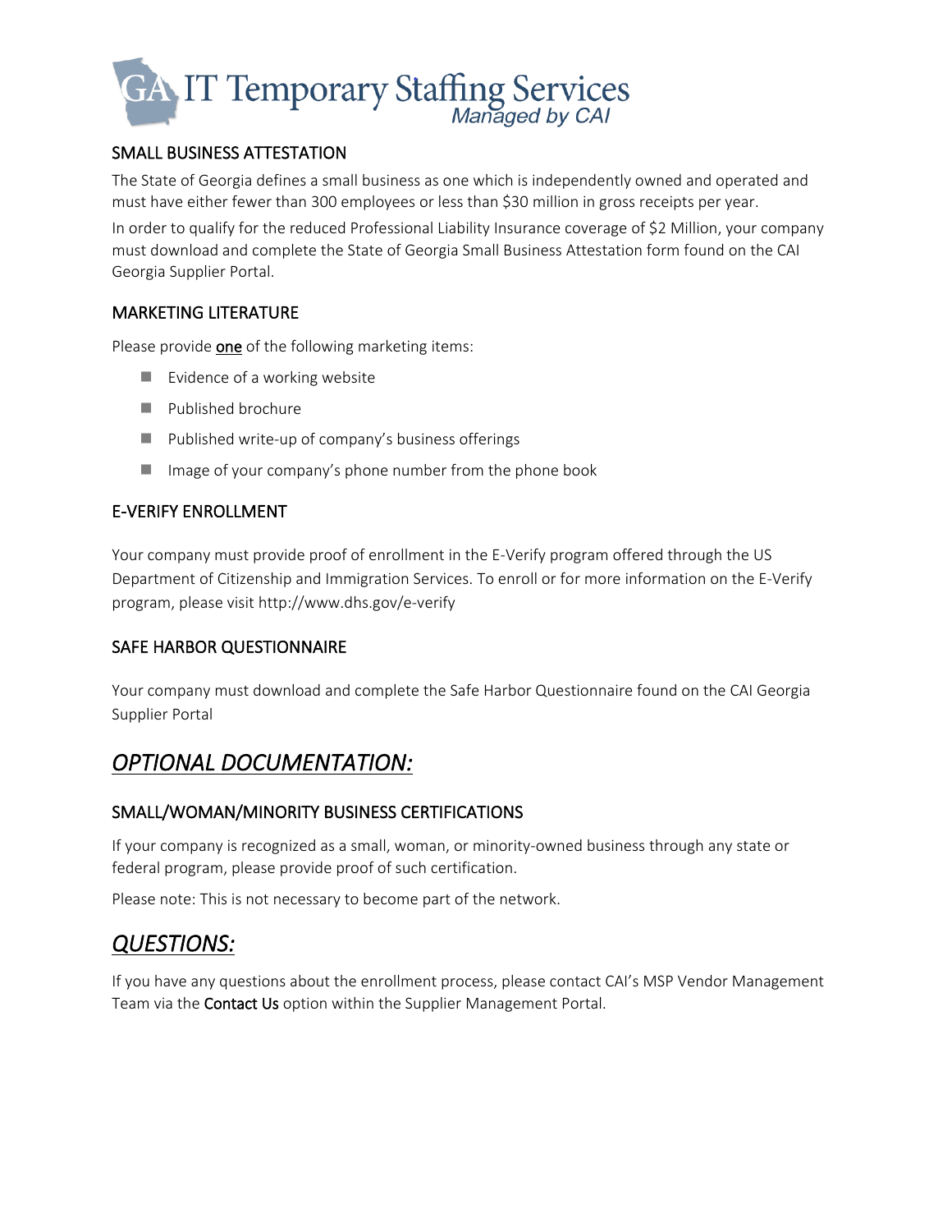### SMALL BUSINESS ATTESTATION

The State of Georgia defines a small business as one which is independently owned and operated and must have either fewer than 300 employees or less than $30 million in gross receipts per year.

In order to qualify for the reduced Professional Liability Insurance coverage of $2 Million, your company must download and complete the State of Georgia Small Business Attestation form found on the CAI Georgia Supplier Portal.

### MARKETING LITERATURE

Please provide <u>one</u> of the following marketing items:

- Evidence of a working website
- Published brochure
- Published write-up of company's business offerings
- Image of your company's phone number from the phone book

### E-VERIFY ENROLLMENT

Your company must provide proof of enrollment in the E-Verify program offered through the US Department of Citizenship and Immigration Services. To enroll or for more information on the E-Verify program, please visit http://www.dhs.gov/e-verify

### SAFE HARBOR QUESTIONNAIRE

Your company must download and complete the Safe Harbor Questionnaire found on the CAI Georgia Supplier Portal

## *<u>OPTIONAL DOCUMENTATION:</u>*

### SMALL/WOMAN/MINORITY BUSINESS CERTIFICATIONS

If your company is recognized as a small, woman, or minority-owned business through any state or federal program, please provide proof of such certification.

Please note: This is not necessary to become part of the network.

## *<u>QUESTIONS:</u>*

If you have any questions about the enrollment process, please contact CAI's MSP Vendor Management Team via the **Contact Us** option within the Supplier Management Portal.